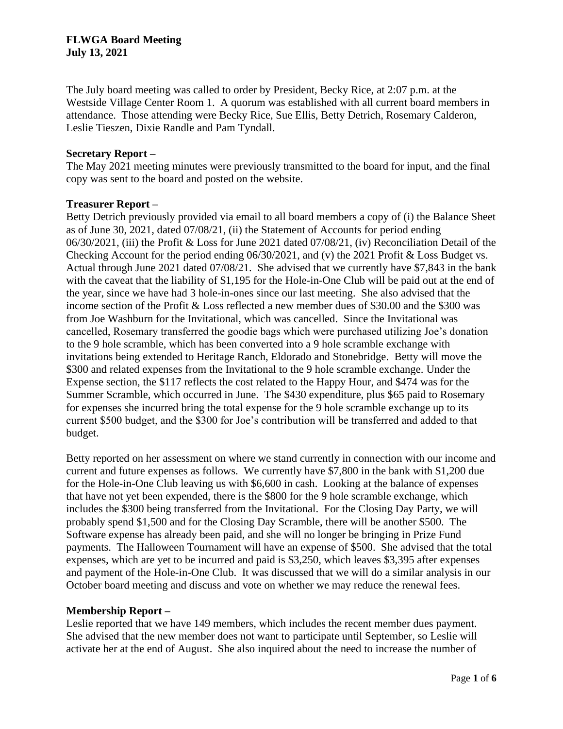**FLWGA Board Meeting**
**July 13, 2021**

The July board meeting was called to order by President, Becky Rice, at 2:07 p.m. at the Westside Village Center Room 1. A quorum was established with all current board members in attendance. Those attending were Becky Rice, Sue Ellis, Betty Detrich, Rosemary Calderon, Leslie Tieszen, Dixie Randle and Pam Tyndall.

**Secretary Report –**

The May 2021 meeting minutes were previously transmitted to the board for input, and the final copy was sent to the board and posted on the website.

**Treasurer Report –**

Betty Detrich previously provided via email to all board members a copy of (i) the Balance Sheet as of June 30, 2021, dated 07/08/21, (ii) the Statement of Accounts for period ending 06/30/2021, (iii) the Profit & Loss for June 2021 dated 07/08/21, (iv) Reconciliation Detail of the Checking Account for the period ending 06/30/2021, and (v) the 2021 Profit & Loss Budget vs. Actual through June 2021 dated 07/08/21. She advised that we currently have $7,843 in the bank with the caveat that the liability of $1,195 for the Hole-in-One Club will be paid out at the end of the year, since we have had 3 hole-in-ones since our last meeting. She also advised that the income section of the Profit & Loss reflected a new member dues of $30.00 and the $300 was from Joe Washburn for the Invitational, which was cancelled. Since the Invitational was cancelled, Rosemary transferred the goodie bags which were purchased utilizing Joe's donation to the 9 hole scramble, which has been converted into a 9 hole scramble exchange with invitations being extended to Heritage Ranch, Eldorado and Stonebridge. Betty will move the $300 and related expenses from the Invitational to the 9 hole scramble exchange. Under the Expense section, the $117 reflects the cost related to the Happy Hour, and $474 was for the Summer Scramble, which occurred in June. The $430 expenditure, plus $65 paid to Rosemary for expenses she incurred bring the total expense for the 9 hole scramble exchange up to its current $500 budget, and the $300 for Joe's contribution will be transferred and added to that budget.

Betty reported on her assessment on where we stand currently in connection with our income and current and future expenses as follows. We currently have $7,800 in the bank with $1,200 due for the Hole-in-One Club leaving us with $6,600 in cash. Looking at the balance of expenses that have not yet been expended, there is the $800 for the 9 hole scramble exchange, which includes the $300 being transferred from the Invitational. For the Closing Day Party, we will probably spend $1,500 and for the Closing Day Scramble, there will be another $500. The Software expense has already been paid, and she will no longer be bringing in Prize Fund payments. The Halloween Tournament will have an expense of $500. She advised that the total expenses, which are yet to be incurred and paid is $3,250, which leaves $3,395 after expenses and payment of the Hole-in-One Club. It was discussed that we will do a similar analysis in our October board meeting and discuss and vote on whether we may reduce the renewal fees.

**Membership Report –**

Leslie reported that we have 149 members, which includes the recent member dues payment. She advised that the new member does not want to participate until September, so Leslie will activate her at the end of August. She also inquired about the need to increase the number of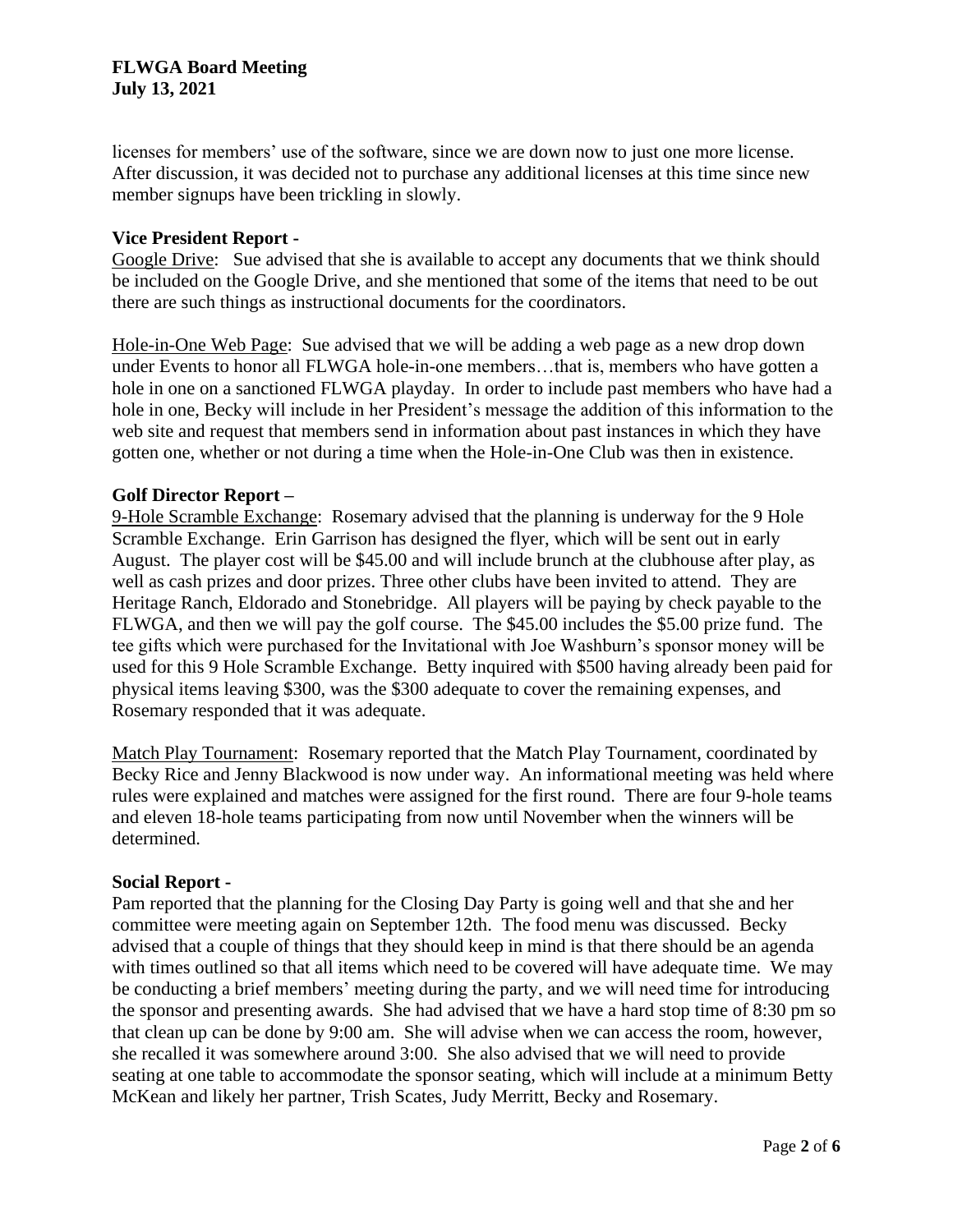licenses for members' use of the software, since we are down now to just one more license. After discussion, it was decided not to purchase any additional licenses at this time since new member signups have been trickling in slowly.

**Vice President Report -**

Google Drive: Sue advised that she is available to accept any documents that we think should be included on the Google Drive, and she mentioned that some of the items that need to be out there are such things as instructional documents for the coordinators.

Hole-in-One Web Page: Sue advised that we will be adding a web page as a new drop down under Events to honor all FLWGA hole-in-one members…that is, members who have gotten a hole in one on a sanctioned FLWGA playday. In order to include past members who have had a hole in one, Becky will include in her President's message the addition of this information to the web site and request that members send in information about past instances in which they have gotten one, whether or not during a time when the Hole-in-One Club was then in existence.

**Golf Director Report –**

9-Hole Scramble Exchange: Rosemary advised that the planning is underway for the 9 Hole Scramble Exchange. Erin Garrison has designed the flyer, which will be sent out in early August. The player cost will be $45.00 and will include brunch at the clubhouse after play, as well as cash prizes and door prizes. Three other clubs have been invited to attend. They are Heritage Ranch, Eldorado and Stonebridge. All players will be paying by check payable to the FLWGA, and then we will pay the golf course. The $45.00 includes the $5.00 prize fund. The tee gifts which were purchased for the Invitational with Joe Washburn's sponsor money will be used for this 9 Hole Scramble Exchange. Betty inquired with $500 having already been paid for physical items leaving $300, was the $300 adequate to cover the remaining expenses, and Rosemary responded that it was adequate.

Match Play Tournament: Rosemary reported that the Match Play Tournament, coordinated by Becky Rice and Jenny Blackwood is now under way. An informational meeting was held where rules were explained and matches were assigned for the first round. There are four 9-hole teams and eleven 18-hole teams participating from now until November when the winners will be determined.

**Social Report -**

Pam reported that the planning for the Closing Day Party is going well and that she and her committee were meeting again on September 12th. The food menu was discussed. Becky advised that a couple of things that they should keep in mind is that there should be an agenda with times outlined so that all items which need to be covered will have adequate time. We may be conducting a brief members' meeting during the party, and we will need time for introducing the sponsor and presenting awards. She had advised that we have a hard stop time of 8:30 pm so that clean up can be done by 9:00 am. She will advise when we can access the room, however, she recalled it was somewhere around 3:00. She also advised that we will need to provide seating at one table to accommodate the sponsor seating, which will include at a minimum Betty McKean and likely her partner, Trish Scates, Judy Merritt, Becky and Rosemary.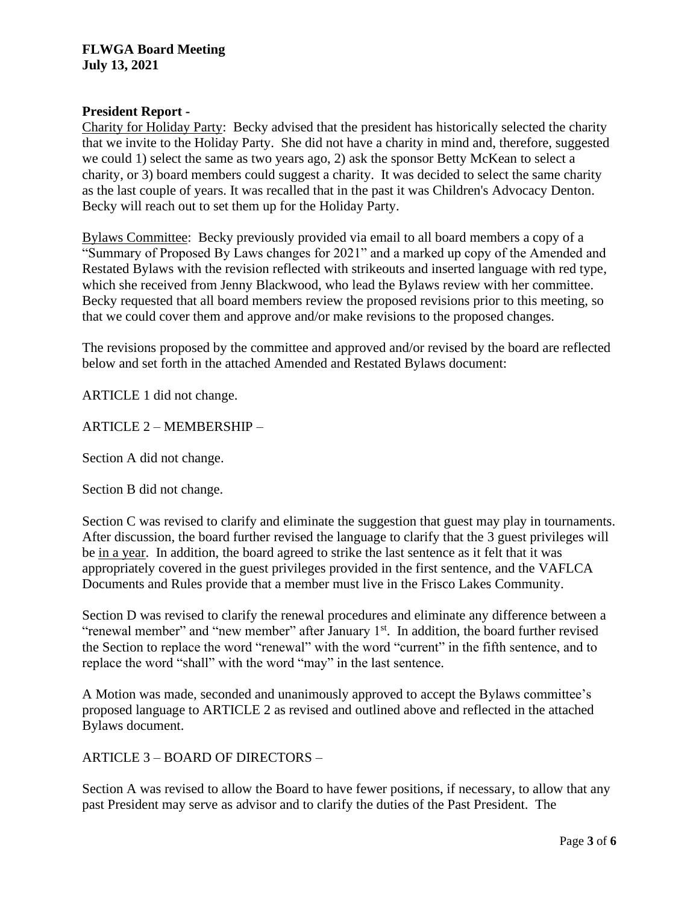**President Report -**

Charity for Holiday Party: Becky advised that the president has historically selected the charity that we invite to the Holiday Party. She did not have a charity in mind and, therefore, suggested we could 1) select the same as two years ago, 2) ask the sponsor Betty McKean to select a charity, or 3) board members could suggest a charity. It was decided to select the same charity as the last couple of years. It was recalled that in the past it was Children's Advocacy Denton. Becky will reach out to set them up for the Holiday Party.

Bylaws Committee: Becky previously provided via email to all board members a copy of a "Summary of Proposed By Laws changes for 2021" and a marked up copy of the Amended and Restated Bylaws with the revision reflected with strikeouts and inserted language with red type, which she received from Jenny Blackwood, who lead the Bylaws review with her committee. Becky requested that all board members review the proposed revisions prior to this meeting, so that we could cover them and approve and/or make revisions to the proposed changes.

The revisions proposed by the committee and approved and/or revised by the board are reflected below and set forth in the attached Amended and Restated Bylaws document:

ARTICLE 1 did not change.

ARTICLE 2 – MEMBERSHIP –

Section A did not change.

Section B did not change.

Section C was revised to clarify and eliminate the suggestion that guest may play in tournaments. After discussion, the board further revised the language to clarify that the 3 guest privileges will be in a year. In addition, the board agreed to strike the last sentence as it felt that it was appropriately covered in the guest privileges provided in the first sentence, and the VAFLCA Documents and Rules provide that a member must live in the Frisco Lakes Community.

Section D was revised to clarify the renewal procedures and eliminate any difference between a "renewal member" and "new member" after January 1st. In addition, the board further revised the Section to replace the word "renewal" with the word "current" in the fifth sentence, and to replace the word "shall" with the word "may" in the last sentence.

A Motion was made, seconded and unanimously approved to accept the Bylaws committee's proposed language to ARTICLE 2 as revised and outlined above and reflected in the attached Bylaws document.

ARTICLE 3 – BOARD OF DIRECTORS –

Section A was revised to allow the Board to have fewer positions, if necessary, to allow that any past President may serve as advisor and to clarify the duties of the Past President. The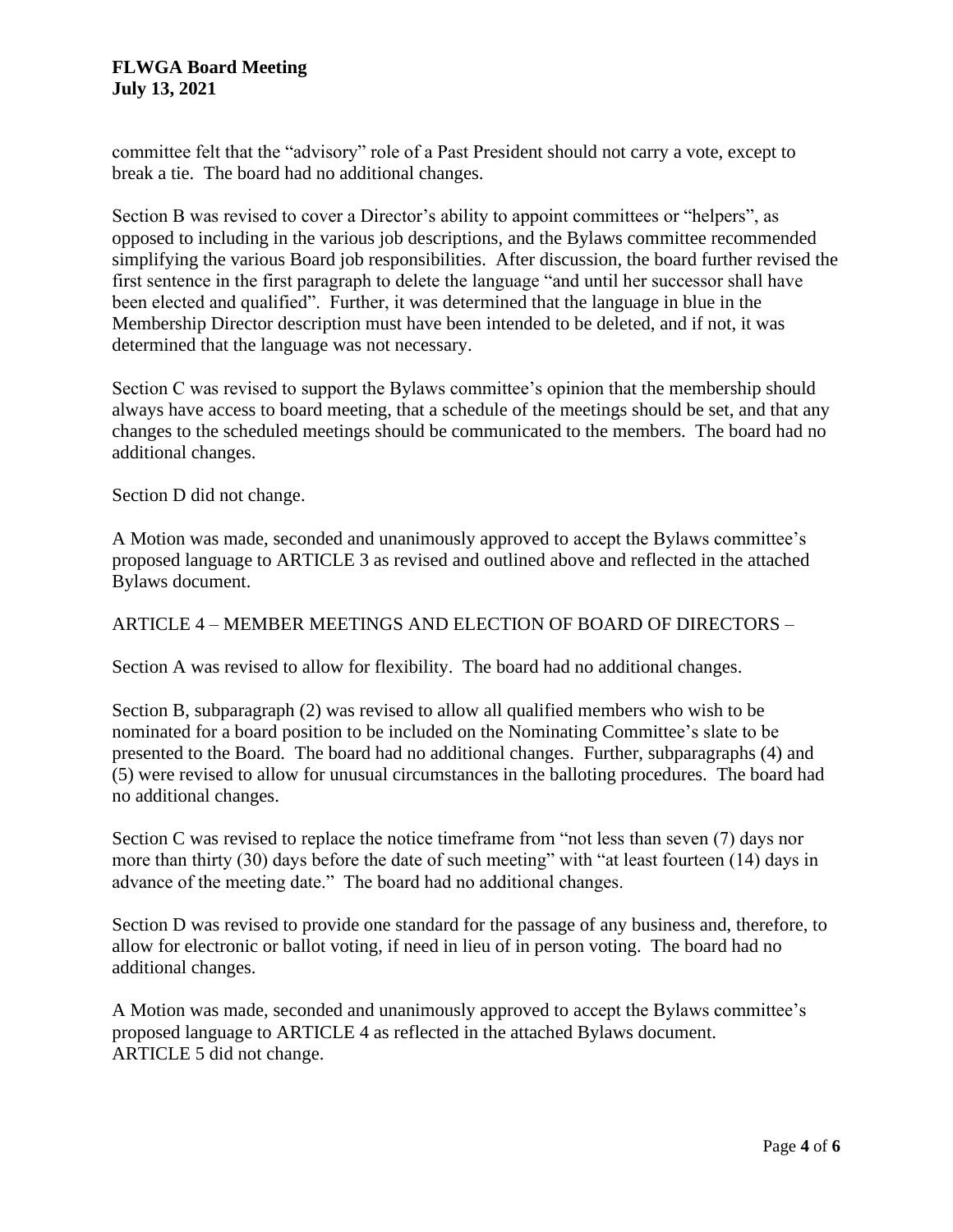committee felt that the "advisory" role of a Past President should not carry a vote, except to break a tie. The board had no additional changes.

Section B was revised to cover a Director's ability to appoint committees or "helpers", as opposed to including in the various job descriptions, and the Bylaws committee recommended simplifying the various Board job responsibilities. After discussion, the board further revised the first sentence in the first paragraph to delete the language "and until her successor shall have been elected and qualified". Further, it was determined that the language in blue in the Membership Director description must have been intended to be deleted, and if not, it was determined that the language was not necessary.

Section C was revised to support the Bylaws committee's opinion that the membership should always have access to board meeting, that a schedule of the meetings should be set, and that any changes to the scheduled meetings should be communicated to the members. The board had no additional changes.

Section D did not change.

A Motion was made, seconded and unanimously approved to accept the Bylaws committee's proposed language to ARTICLE 3 as revised and outlined above and reflected in the attached Bylaws document.

ARTICLE 4 – MEMBER MEETINGS AND ELECTION OF BOARD OF DIRECTORS –

Section A was revised to allow for flexibility. The board had no additional changes.

Section B, subparagraph (2) was revised to allow all qualified members who wish to be nominated for a board position to be included on the Nominating Committee's slate to be presented to the Board. The board had no additional changes. Further, subparagraphs (4) and (5) were revised to allow for unusual circumstances in the balloting procedures. The board had no additional changes.

Section C was revised to replace the notice timeframe from "not less than seven (7) days nor more than thirty (30) days before the date of such meeting" with "at least fourteen (14) days in advance of the meeting date." The board had no additional changes.

Section D was revised to provide one standard for the passage of any business and, therefore, to allow for electronic or ballot voting, if need in lieu of in person voting. The board had no additional changes.

A Motion was made, seconded and unanimously approved to accept the Bylaws committee's proposed language to ARTICLE 4 as reflected in the attached Bylaws document.
ARTICLE 5 did not change.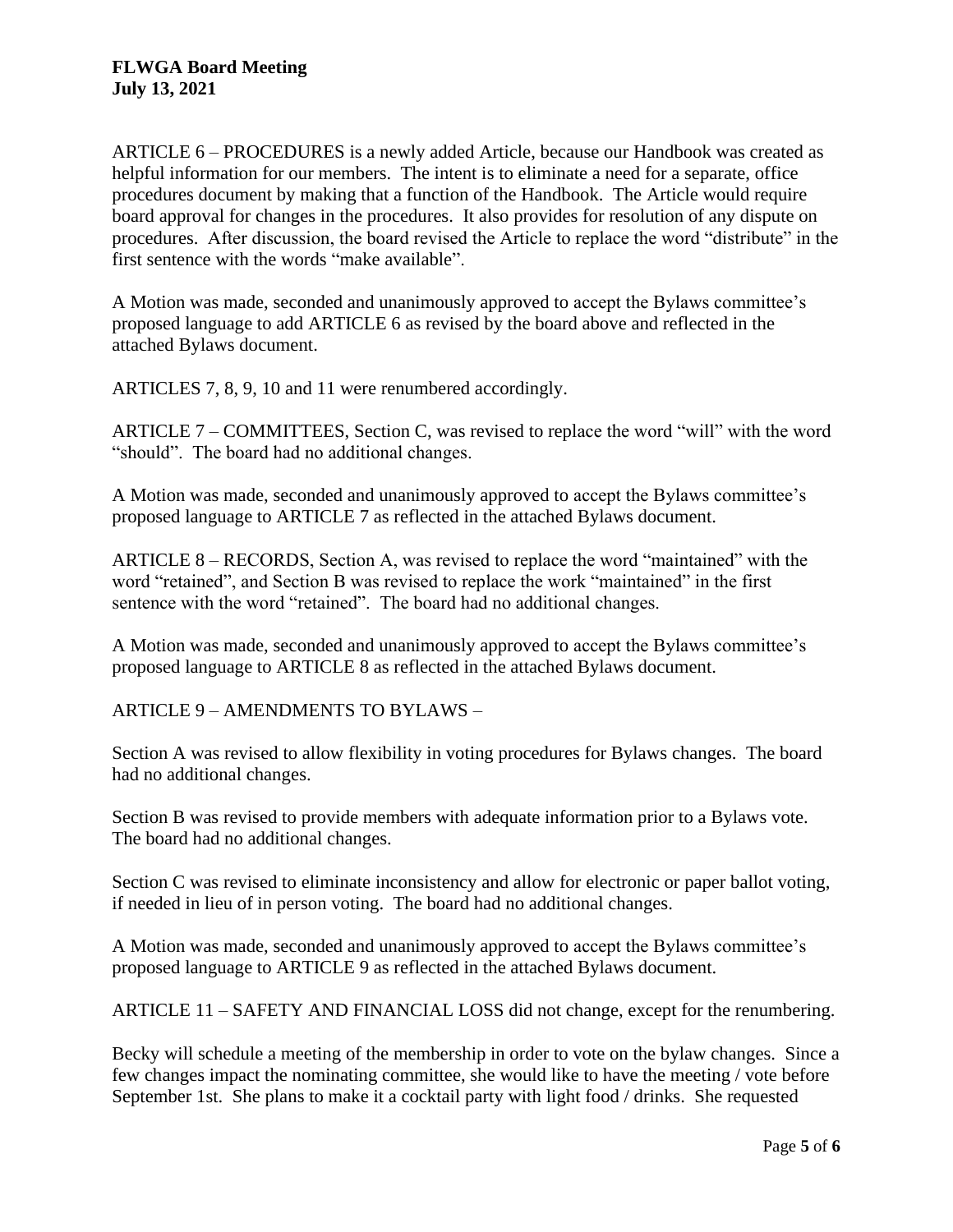ARTICLE 6 – PROCEDURES is a newly added Article, because our Handbook was created as helpful information for our members. The intent is to eliminate a need for a separate, office procedures document by making that a function of the Handbook. The Article would require board approval for changes in the procedures. It also provides for resolution of any dispute on procedures. After discussion, the board revised the Article to replace the word "distribute" in the first sentence with the words "make available".

A Motion was made, seconded and unanimously approved to accept the Bylaws committee's proposed language to add ARTICLE 6 as revised by the board above and reflected in the attached Bylaws document.

ARTICLES 7, 8, 9, 10 and 11 were renumbered accordingly.

ARTICLE 7 – COMMITTEES, Section C, was revised to replace the word "will" with the word "should". The board had no additional changes.

A Motion was made, seconded and unanimously approved to accept the Bylaws committee's proposed language to ARTICLE 7 as reflected in the attached Bylaws document.

ARTICLE 8 – RECORDS, Section A, was revised to replace the word "maintained" with the word "retained", and Section B was revised to replace the work "maintained" in the first sentence with the word "retained". The board had no additional changes.

A Motion was made, seconded and unanimously approved to accept the Bylaws committee's proposed language to ARTICLE 8 as reflected in the attached Bylaws document.

ARTICLE 9 – AMENDMENTS TO BYLAWS –

Section A was revised to allow flexibility in voting procedures for Bylaws changes. The board had no additional changes.

Section B was revised to provide members with adequate information prior to a Bylaws vote. The board had no additional changes.

Section C was revised to eliminate inconsistency and allow for electronic or paper ballot voting, if needed in lieu of in person voting. The board had no additional changes.

A Motion was made, seconded and unanimously approved to accept the Bylaws committee's proposed language to ARTICLE 9 as reflected in the attached Bylaws document.

ARTICLE 11 – SAFETY AND FINANCIAL LOSS did not change, except for the renumbering.

Becky will schedule a meeting of the membership in order to vote on the bylaw changes. Since a few changes impact the nominating committee, she would like to have the meeting / vote before September 1st. She plans to make it a cocktail party with light food / drinks. She requested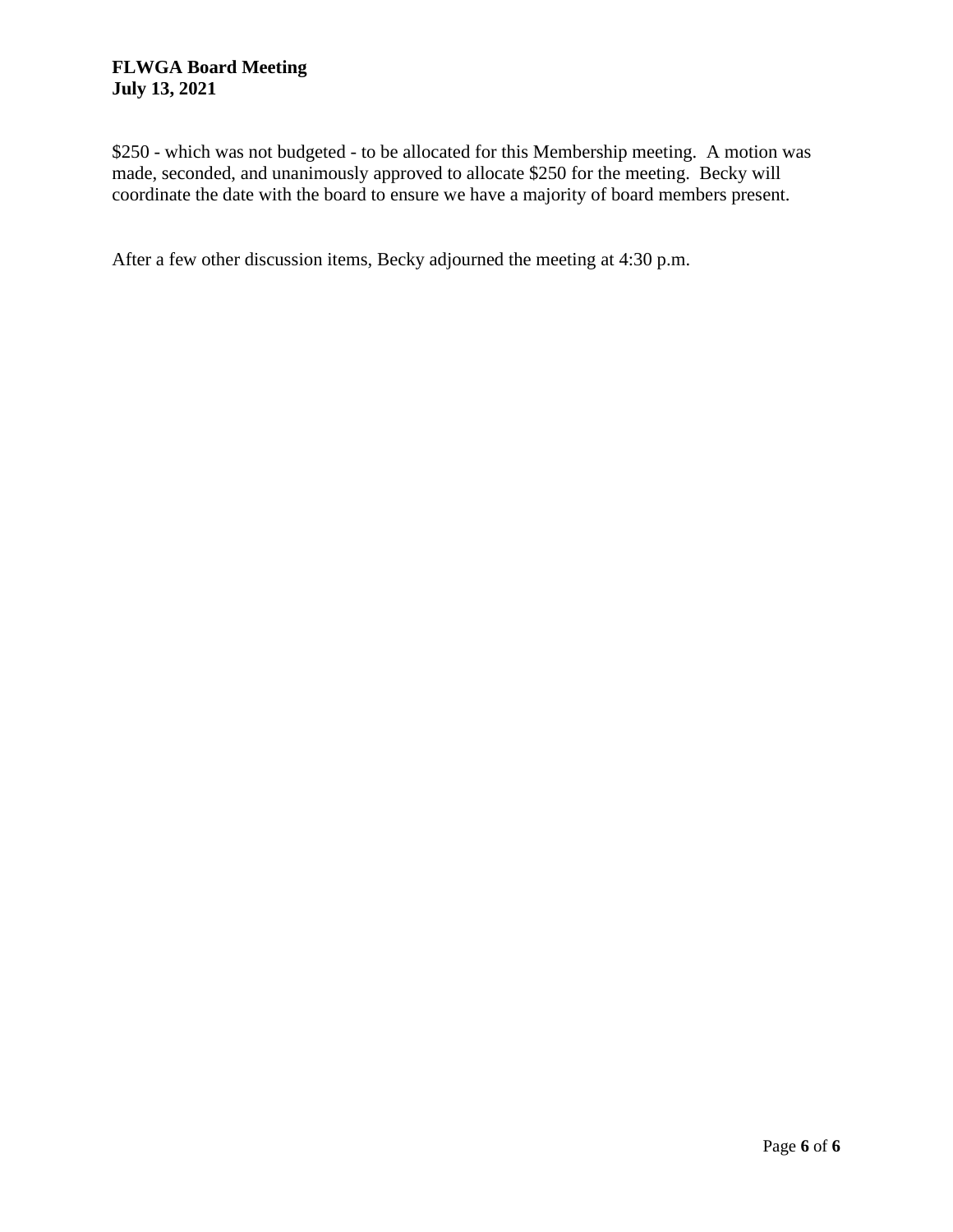$250 - which was not budgeted - to be allocated for this Membership meeting. A motion was made, seconded, and unanimously approved to allocate $250 for the meeting. Becky will coordinate the date with the board to ensure we have a majority of board members present.

After a few other discussion items, Becky adjourned the meeting at 4:30 p.m.